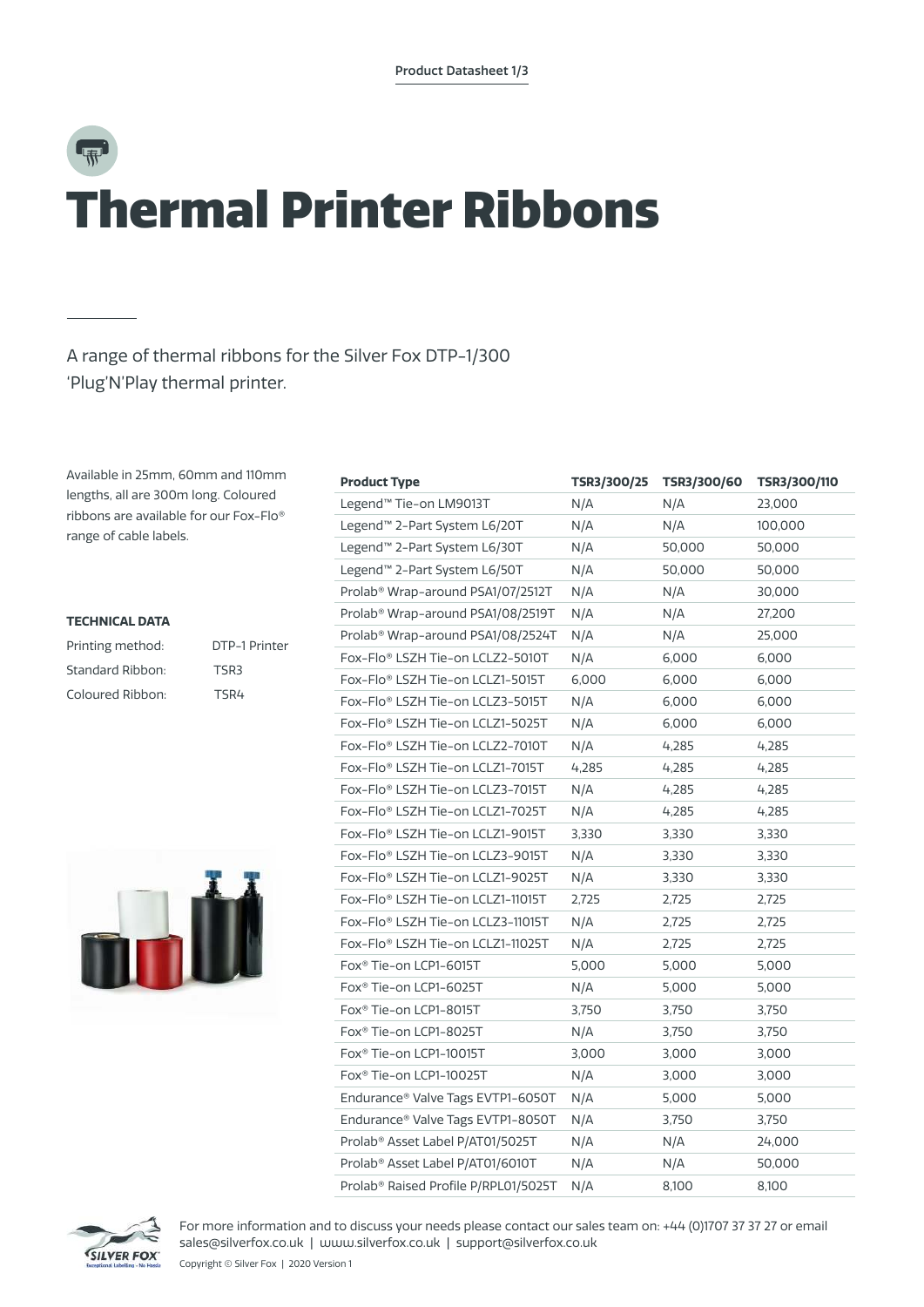# Thermal Printer Ribbons

A range of thermal ribbons for the Silver Fox DTP-1/300 'Plug'N'Play thermal printer.

Available in 25mm, 60mm and 110mm lengths, all are 300m long. Coloured ribbons are available for our Fox-Flo® range of cable labels.

**TECHNICAL DATA**

| | |
|---|---|
| Printing method: | DTP-1 Printer |
| Standard Ribbon: | TSR3 |
| Coloured Ribbon: | TSR4 |

| Product Type | TSR3/300/25 | TSR3/300/60 | TSR3/300/110 |
|---|---|---|---|
| Legend™ Tie-on LM9013T | N/A | N/A | 23,000 |
| Legend™ 2-Part System L6/20T | N/A | N/A | 100,000 |
| Legend™ 2-Part System L6/30T | N/A | 50,000 | 50,000 |
| Legend™ 2-Part System L6/50T | N/A | 50,000 | 50,000 |
| Prolab® Wrap-around PSA1/07/2512T | N/A | N/A | 30,000 |
| Prolab® Wrap-around PSA1/08/2519T | N/A | N/A | 27,200 |
| Prolab® Wrap-around PSA1/08/2524T | N/A | N/A | 25,000 |
| Fox-Flo® LSZH Tie-on LCLZ2-5010T | N/A | 6,000 | 6,000 |
| Fox-Flo® LSZH Tie-on LCLZ1-5015T | 6,000 | 6,000 | 6,000 |
| Fox-Flo® LSZH Tie-on LCLZ3-5015T | N/A | 6,000 | 6,000 |
| Fox-Flo® LSZH Tie-on LCLZ1-5025T | N/A | 6,000 | 6,000 |
| Fox-Flo® LSZH Tie-on LCLZ2-7010T | N/A | 4,285 | 4,285 |
| Fox-Flo® LSZH Tie-on LCLZ1-7015T | 4,285 | 4,285 | 4,285 |
| Fox-Flo® LSZH Tie-on LCLZ3-7015T | N/A | 4,285 | 4,285 |
| Fox-Flo® LSZH Tie-on LCLZ1-7025T | N/A | 4,285 | 4,285 |
| Fox-Flo® LSZH Tie-on LCLZ1-9015T | 3,330 | 3,330 | 3,330 |
| Fox-Flo® LSZH Tie-on LCLZ3-9015T | N/A | 3,330 | 3,330 |
| Fox-Flo® LSZH Tie-on LCLZ1-9025T | N/A | 3,330 | 3,330 |
| Fox-Flo® LSZH Tie-on LCLZ1-11015T | 2,725 | 2,725 | 2,725 |
| Fox-Flo® LSZH Tie-on LCLZ3-11015T | N/A | 2,725 | 2,725 |
| Fox-Flo® LSZH Tie-on LCLZ1-11025T | N/A | 2,725 | 2,725 |
| Fox® Tie-on LCP1-6015T | 5,000 | 5,000 | 5,000 |
| Fox® Tie-on LCP1-6025T | N/A | 5,000 | 5,000 |
| Fox® Tie-on LCP1-8015T | 3,750 | 3,750 | 3,750 |
| Fox® Tie-on LCP1-8025T | N/A | 3,750 | 3,750 |
| Fox® Tie-on LCP1-10015T | 3,000 | 3,000 | 3,000 |
| Fox® Tie-on LCP1-10025T | N/A | 3,000 | 3,000 |
| Endurance® Valve Tags EVTP1-6050T | N/A | 5,000 | 5,000 |
| Endurance® Valve Tags EVTP1-8050T | N/A | 3,750 | 3,750 |
| Prolab® Asset Label P/AT01/5025T | N/A | N/A | 24,000 |
| Prolab® Asset Label P/AT01/6010T | N/A | N/A | 50,000 |
| Prolab® Raised Profile P/RPL01/5025T | N/A | 8,100 | 8,100 |

For more information and to discuss your needs please contact our sales team on: +44 (0)1707 37 37 27 or email sales@silverfox.co.uk | www.silverfox.co.uk | support@silverfox.co.uk

Copyright © Silver Fox | 2020 Version 1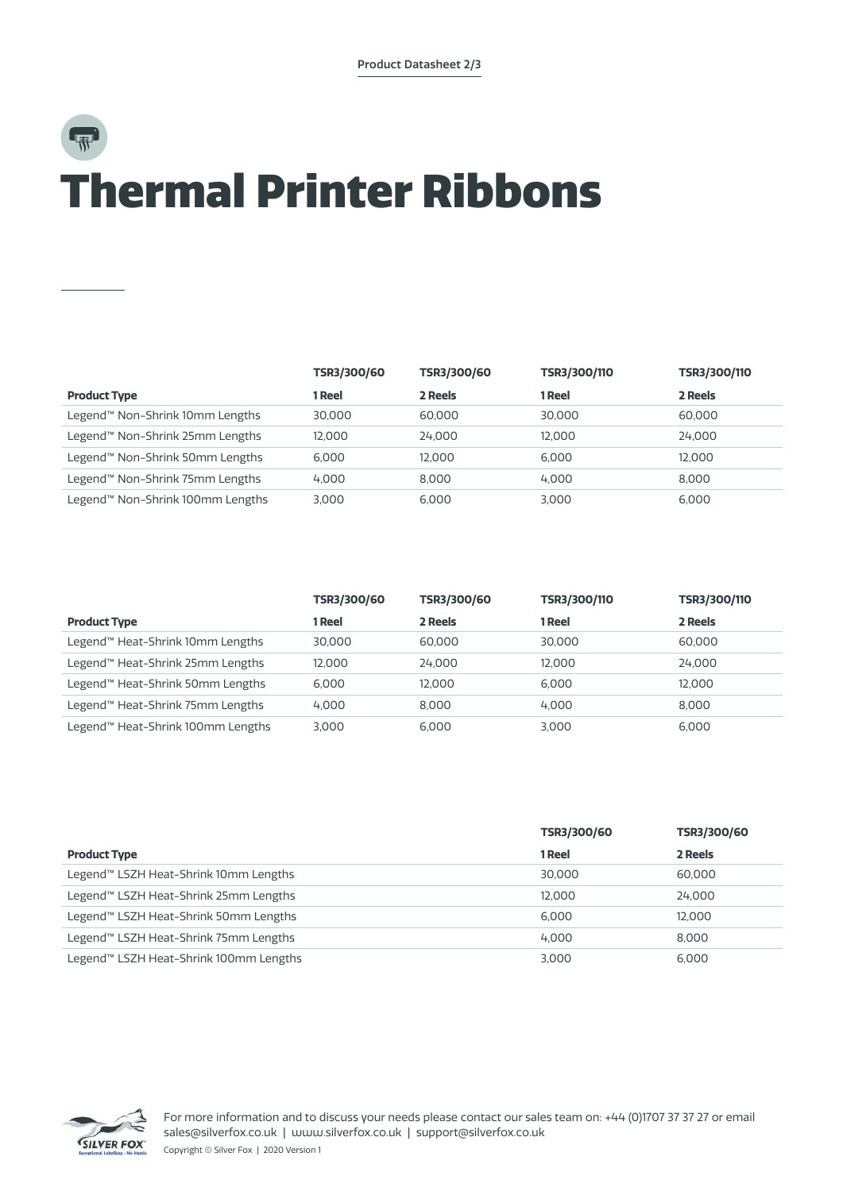# Thermal Printer Ribbons

| Product Type | TSR3/300/60 1 Reel | TSR3/300/60 2 Reels | TSR3/300/110 1 Reel | TSR3/300/110 2 Reels |
|---|---|---|---|---|
| Legend™ Non-Shrink 10mm Lengths | 30,000 | 60,000 | 30,000 | 60,000 |
| Legend™ Non-Shrink 25mm Lengths | 12,000 | 24,000 | 12,000 | 24,000 |
| Legend™ Non-Shrink 50mm Lengths | 6,000 | 12,000 | 6,000 | 12,000 |
| Legend™ Non-Shrink 75mm Lengths | 4,000 | 8,000 | 4,000 | 8,000 |
| Legend™ Non-Shrink 100mm Lengths | 3,000 | 6,000 | 3,000 | 6,000 |

| Product Type | TSR3/300/60 1 Reel | TSR3/300/60 2 Reels | TSR3/300/110 1 Reel | TSR3/300/110 2 Reels |
|---|---|---|---|---|
| Legend™ Heat-Shrink 10mm Lengths | 30,000 | 60,000 | 30,000 | 60,000 |
| Legend™ Heat-Shrink 25mm Lengths | 12,000 | 24,000 | 12,000 | 24,000 |
| Legend™ Heat-Shrink 50mm Lengths | 6,000 | 12,000 | 6,000 | 12,000 |
| Legend™ Heat-Shrink 75mm Lengths | 4,000 | 8,000 | 4,000 | 8,000 |
| Legend™ Heat-Shrink 100mm Lengths | 3,000 | 6,000 | 3,000 | 6,000 |

| Product Type | TSR3/300/60 1 Reel | TSR3/300/60 2 Reels |
|---|---|---|
| Legend™ LSZH Heat-Shrink 10mm Lengths | 30,000 | 60,000 |
| Legend™ LSZH Heat-Shrink 25mm Lengths | 12,000 | 24,000 |
| Legend™ LSZH Heat-Shrink 50mm Lengths | 6,000 | 12,000 |
| Legend™ LSZH Heat-Shrink 75mm Lengths | 4,000 | 8,000 |
| Legend™ LSZH Heat-Shrink 100mm Lengths | 3,000 | 6,000 |

For more information and to discuss your needs please contact our sales team on: +44 (0)1707 37 37 27 or email sales@silverfox.co.uk | www.silverfox.co.uk | support@silverfox.co.uk

Copyright © Silver Fox | 2020 Version 1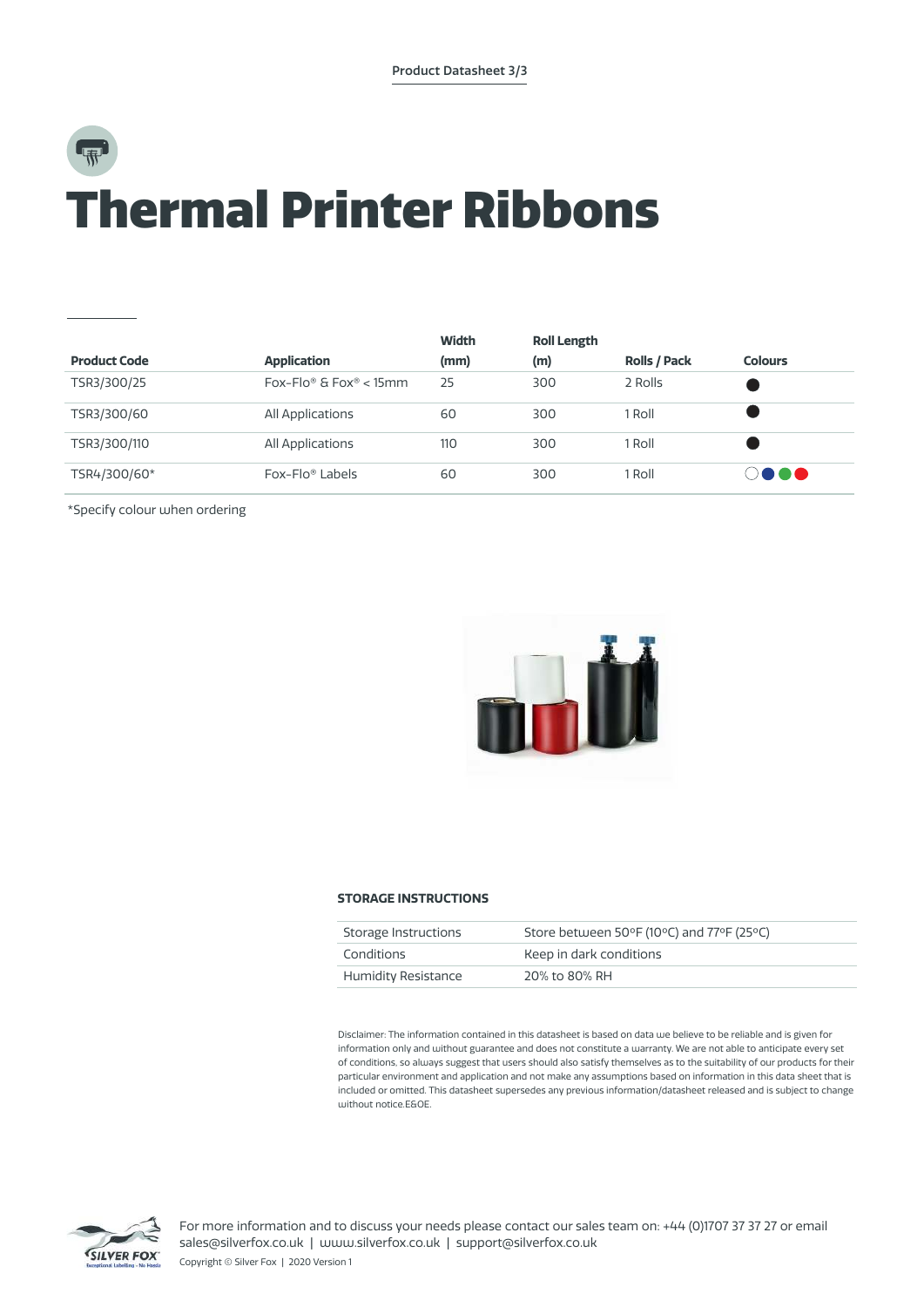# Thermal Printer Ribbons

| Product Code | Application | Width (mm) | Roll Length (m) | Rolls / Pack | Colours |
|---|---|---|---|---|---|
| TSR3/300/25 | Fox-Flo® & Fox® < 15mm | 25 | 300 | 2 Rolls | ● |
| TSR3/300/60 | All Applications | 60 | 300 | 1 Roll | ● |
| TSR3/300/110 | All Applications | 110 | 300 | 1 Roll | ● |
| TSR4/300/60* | Fox-Flo® Labels | 60 | 300 | 1 Roll | ○●●● |

*Specify colour when ordering

### STORAGE INSTRUCTIONS

| | |
|---|---|
| Storage Instructions | Store between 50ºF (10ºC) and 77ºF (25ºC) |
| Conditions | Keep in dark conditions |
| Humidity Resistance | 20% to 80% RH |

Disclaimer: The information contained in this datasheet is based on data we believe to be reliable and is given for information only and without guarantee and does not constitute a warranty. We are not able to anticipate every set of conditions, so always suggest that users should also satisfy themselves as to the suitability of our products for their particular environment and application and not make any assumptions based on information in this data sheet that is included or omitted. This datasheet supersedes any previous information/datasheet released and is subject to change without notice.E&OE.

For more information and to discuss your needs please contact our sales team on: +44 (0)1707 37 37 27 or email sales@silverfox.co.uk | www.silverfox.co.uk | support@silverfox.co.uk

Copyright © Silver Fox | 2020 Version 1